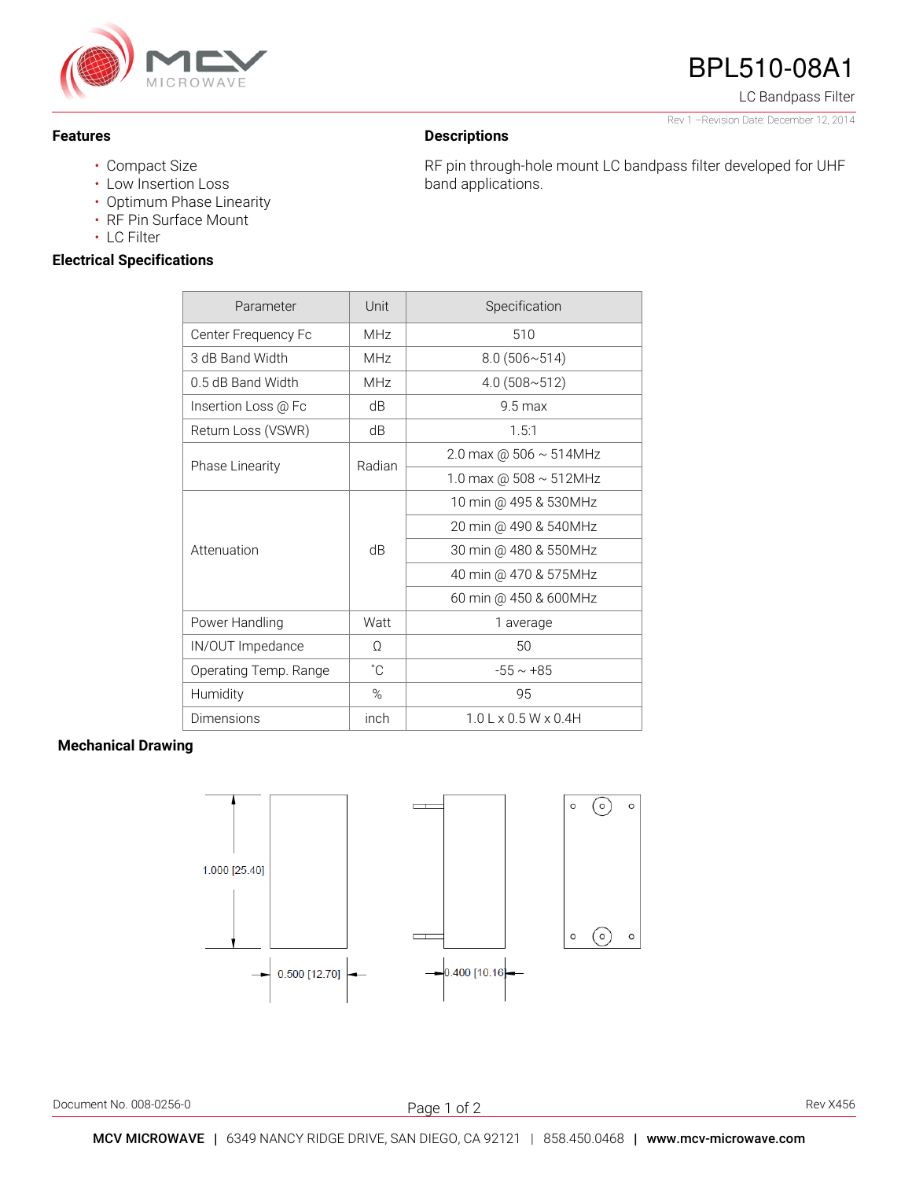# BPL510-08A1

LC Bandpass Filter

Rev 1 –Revision Date: December 12, 2014

## Features

- Compact Size
- Low Insertion Loss
- Optimum Phase Linearity
- RF Pin Surface Mount
- LC Filter

## Descriptions

RF pin through-hole mount LC bandpass filter developed for UHF band applications.

## Electrical Specifications

| Parameter | Unit | Specification |
|---|---|---|
| Center Frequency Fc | MHz | 510 |
| 3 dB Band Width | MHz | 8.0 (506~514) |
| 0.5 dB Band Width | MHz | 4.0 (508~512) |
| Insertion Loss @ Fc | dB | 9.5 max |
| Return Loss (VSWR) | dB | 1.5:1 |
| Phase Linearity | Radian | 2.0 max @ 506 ~ 514MHz |
| | | 1.0 max @ 508 ~ 512MHz |
| Attenuation | dB | 10 min @ 495 & 530MHz |
| | | 20 min @ 490 & 540MHz |
| | | 30 min @ 480 & 550MHz |
| | | 40 min @ 470 & 575MHz |
| | | 60 min @ 450 & 600MHz |
| Power Handling | Watt | 1 average |
| IN/OUT Impedance | Ω | 50 |
| Operating Temp. Range | ˚C | -55 ~ +85 |
| Humidity | % | 95 |
| Dimensions | inch | 1.0 L x 0.5 W x 0.4H |

## Mechanical Drawing

1.000 [25.40]

0.500 [12.70]

0.400 [10.16]

Document No. 008-0256-0

Rev X456

**MCV MICROWAVE** | 6349 NANCY RIDGE DRIVE, SAN DIEGO, CA 92121 | 858.450.0468 | **www.mcv-microwave.com**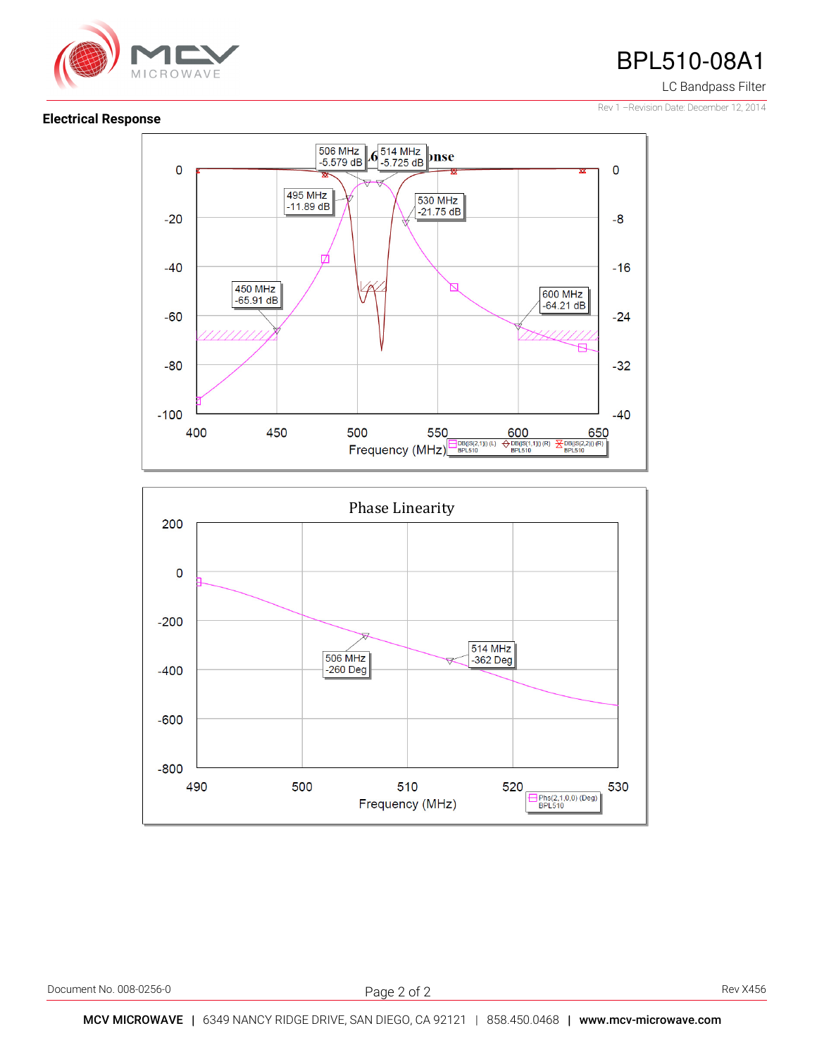## Electrical Response

506 MHz
-5.579 dB

514 MHz
-5.725 dB

495 MHz
-11.89 dB

530 MHz
-21.75 dB

450 MHz
-65.91 dB

600 MHz
-64.21 dB

0
-20
-40
-60
-80
-100

0
-8
-16
-24
-32
-40

400 450 500 550 600 650

Frequency (MHz)

DB(|S(2,1)|) (L) BPL510
DB(|S(1,1)|) (R) BPL510
DB(|S(2,2)|) (R) BPL510

Phase Linearity

200
0
-200
-400
-600
-800

506 MHz
-260 Deg

514 MHz
-362 Deg

490 500 510 520 530

Frequency (MHz)

Phs(2,1,0,0) (Deg) BPL510

Document No. 008-0256-0

Rev X456

**MCV MICROWAVE** | 6349 NANCY RIDGE DRIVE, SAN DIEGO, CA 92121 | 858.450.0468 | **www.mcv-microwave.com**